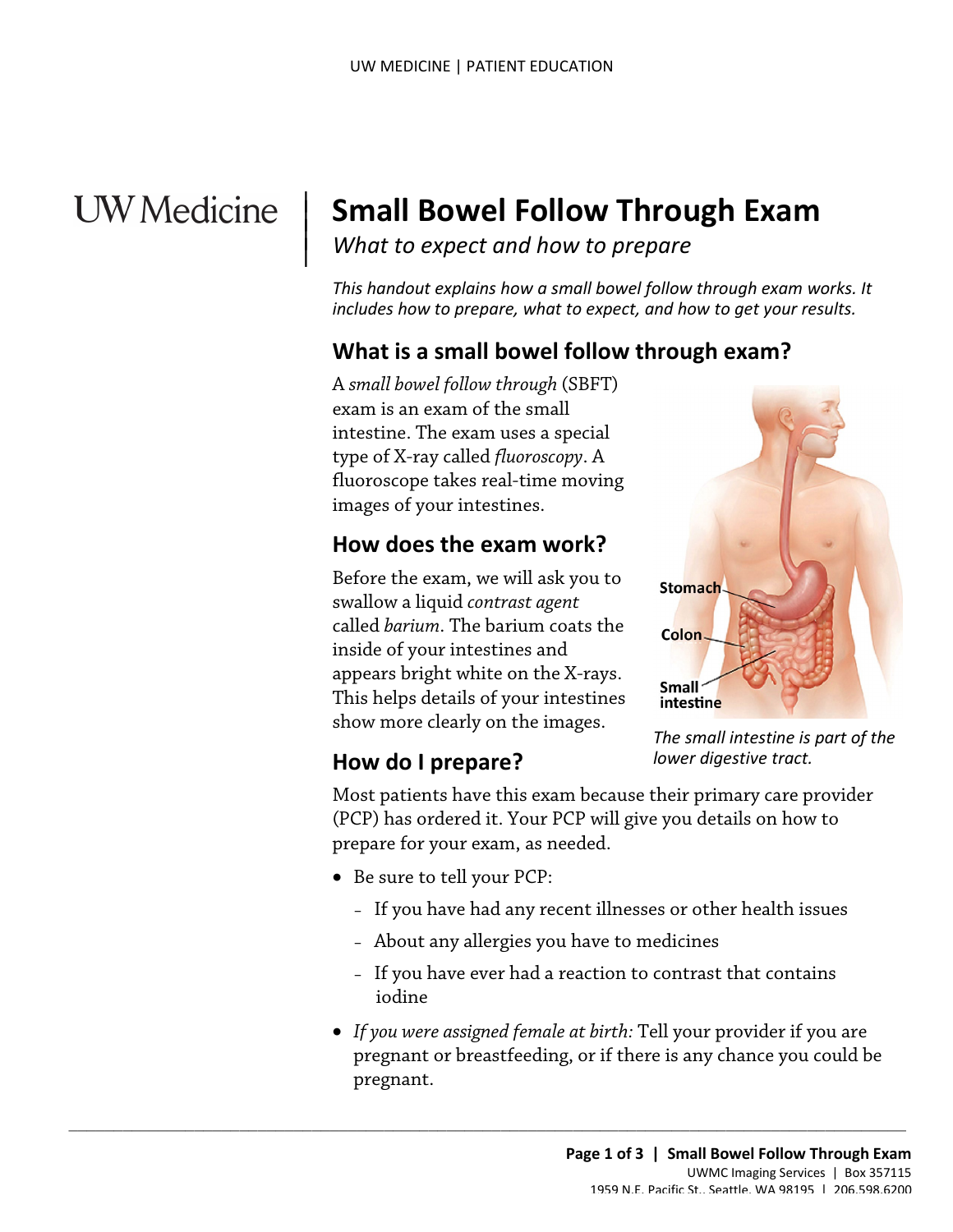# Small Bowel Follow Through Exam

*What to expect and how to prepare*

*This handout explains how a small bowel follow through exam works. It includes how to prepare, what to expect, and how to get your results.*

## What is a small bowel follow through exam?

A *small bowel follow through* (SBFT) exam is an exam of the small intestine. The exam uses a special type of X-ray called *fluoroscopy*. A fluoroscope takes real-time moving images of your intestines.

## How does the exam work?

Before the exam, we will ask you to swallow a liquid *contrast agent* called *barium*. The barium coats the inside of your intestines and appears bright white on the X-rays. This helps details of your intestines show more clearly on the images.

*The small intestine is part of the lower digestive tract.*

## How do I prepare?

Most patients have this exam because their primary care provider (PCP) has ordered it. Your PCP will give you details on how to prepare for your exam, as needed.

- Be sure to tell your PCP:
  - If you have had any recent illnesses or other health issues
  - About any allergies you have to medicines
  - If you have ever had a reaction to contrast that contains iodine
- *If you were assigned female at birth:* Tell your provider if you are pregnant or breastfeeding, or if there is any chance you could be pregnant.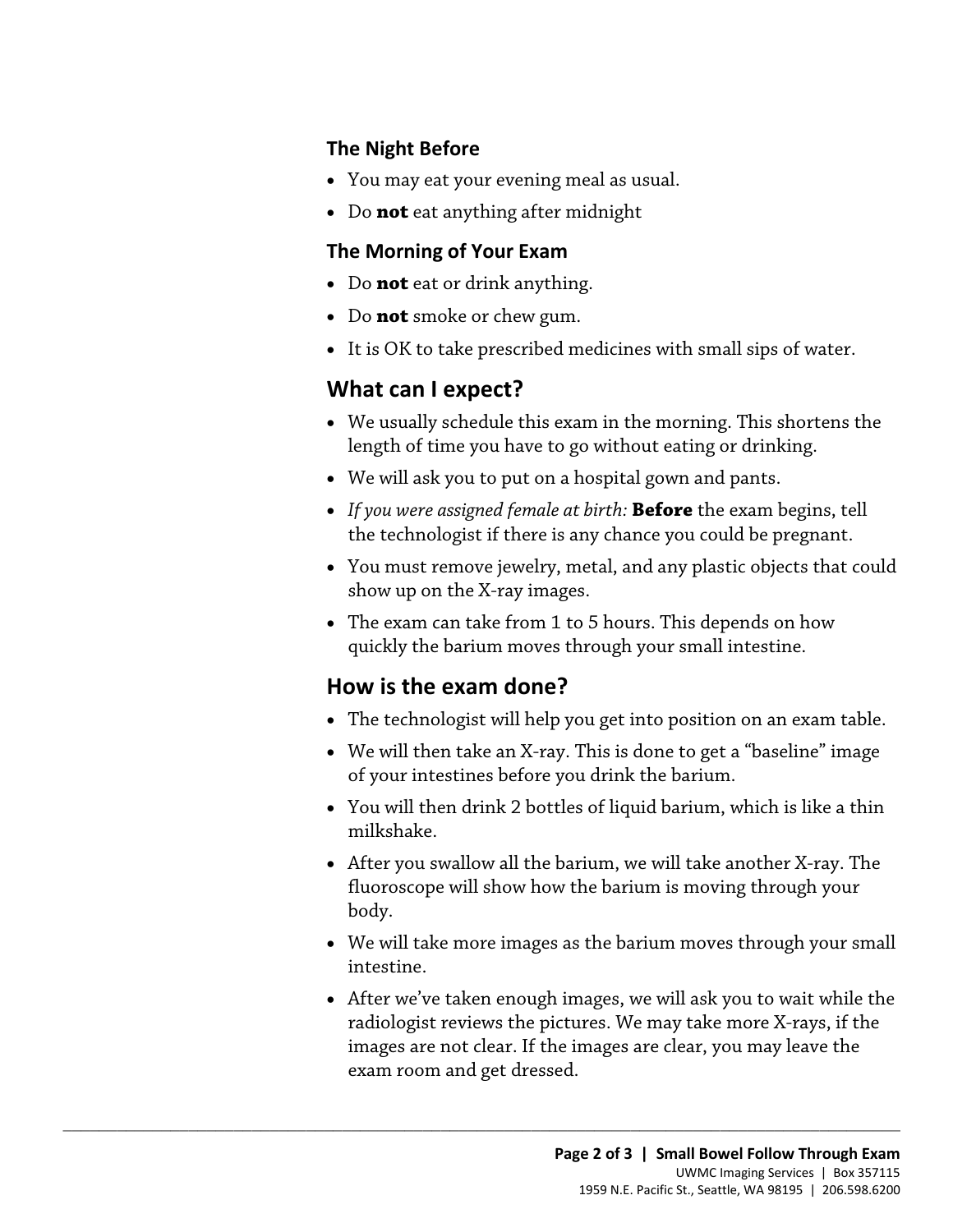### The Night Before

- You may eat your evening meal as usual.
- Do **not** eat anything after midnight

### The Morning of Your Exam

- Do **not** eat or drink anything.
- Do **not** smoke or chew gum.
- It is OK to take prescribed medicines with small sips of water.

## What can I expect?

- We usually schedule this exam in the morning. This shortens the length of time you have to go without eating or drinking.
- We will ask you to put on a hospital gown and pants.
- *If you were assigned female at birth:* **Before** the exam begins, tell the technologist if there is any chance you could be pregnant.
- You must remove jewelry, metal, and any plastic objects that could show up on the X-ray images.
- The exam can take from 1 to 5 hours. This depends on how quickly the barium moves through your small intestine.

## How is the exam done?

- The technologist will help you get into position on an exam table.
- We will then take an X-ray. This is done to get a "baseline" image of your intestines before you drink the barium.
- You will then drink 2 bottles of liquid barium, which is like a thin milkshake.
- After you swallow all the barium, we will take another X-ray. The fluoroscope will show how the barium is moving through your body.
- We will take more images as the barium moves through your small intestine.
- After we've taken enough images, we will ask you to wait while the radiologist reviews the pictures. We may take more X-rays, if the images are not clear. If the images are clear, you may leave the exam room and get dressed.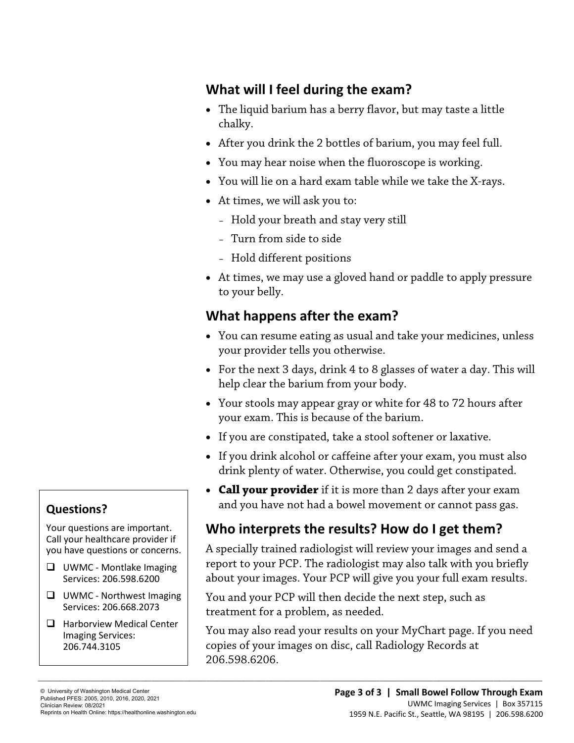## What will I feel during the exam?

- The liquid barium has a berry flavor, but may taste a little chalky.
- After you drink the 2 bottles of barium, you may feel full.
- You may hear noise when the fluoroscope is working.
- You will lie on a hard exam table while we take the X-rays.
- At times, we will ask you to:
  - Hold your breath and stay very still
  - Turn from side to side
  - Hold different positions
- At times, we may use a gloved hand or paddle to apply pressure to your belly.

## What happens after the exam?

- You can resume eating as usual and take your medicines, unless your provider tells you otherwise.
- For the next 3 days, drink 4 to 8 glasses of water a day. This will help clear the barium from your body.
- Your stools may appear gray or white for 48 to 72 hours after your exam. This is because of the barium.
- If you are constipated, take a stool softener or laxative.
- If you drink alcohol or caffeine after your exam, you must also drink plenty of water. Otherwise, you could get constipated.
- **Call your provider** if it is more than 2 days after your exam and you have not had a bowel movement or cannot pass gas.

## Who interprets the results? How do I get them?

A specially trained radiologist will review your images and send a report to your PCP. The radiologist may also talk with you briefly about your images. Your PCP will give you your full exam results.

You and your PCP will then decide the next step, such as treatment for a problem, as needed.

You may also read your results on your MyChart page. If you need copies of your images on disc, call Radiology Records at 206.598.6206.

### Questions?

Your questions are important. Call your healthcare provider if you have questions or concerns.

- ❑ UWMC - Montlake Imaging Services: 206.598.6200
- ❑ UWMC - Northwest Imaging Services: 206.668.2073
- ❑ Harborview Medical Center Imaging Services: 206.744.3105

© University of Washington Medical Center
Published PFES: 2005, 2010, 2016, 2020, 2021
Clinician Review: 08/2021
Reprints on Health Online: https://healthonline.washington.edu

UWMC Imaging Services | Box 357115
1959 N.E. Pacific St., Seattle, WA 98195 | 206.598.6200